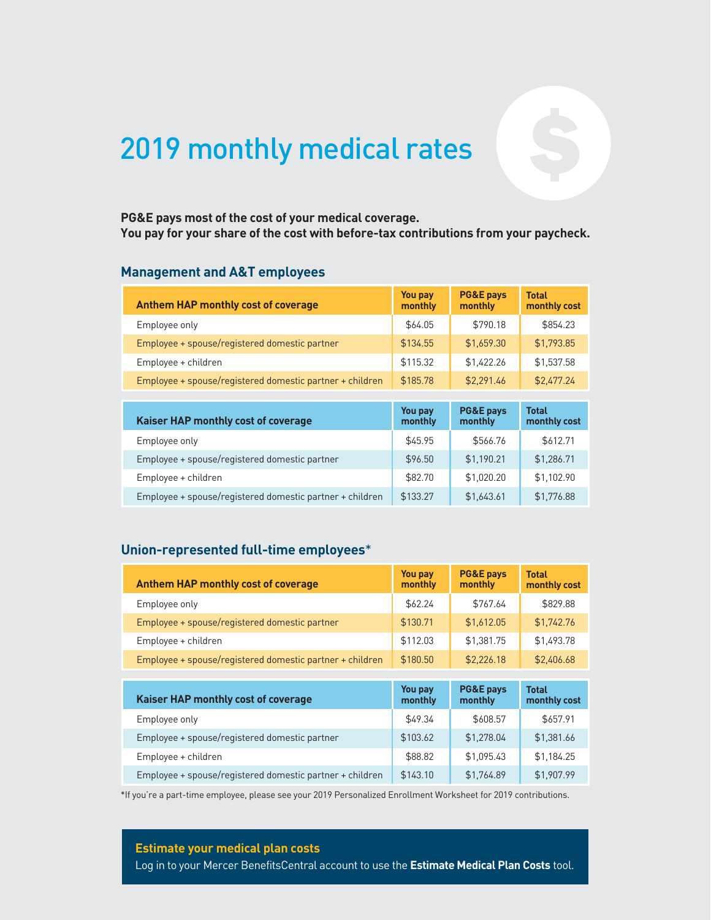# 2019 monthly medical rates

**PG&E pays most of the cost of your medical coverage.**
**You pay for your share of the cost with before-tax contributions from your paycheck.**

## Management and A&T employees

| Anthem HAP monthly cost of coverage | You pay monthly | PG&E pays monthly | Total monthly cost |
|---|---|---|---|
| Employee only | $64.05 | $790.18 | $854.23 |
| Employee + spouse/registered domestic partner | $134.55 | $1,659.30 | $1,793.85 |
| Employee + children | $115.32 | $1,422.26 | $1,537.58 |
| Employee + spouse/registered domestic partner + children | $185.78 | $2,291.46 | $2,477.24 |

| Kaiser HAP monthly cost of coverage | You pay monthly | PG&E pays monthly | Total monthly cost |
|---|---|---|---|
| Employee only | $45.95 | $566.76 | $612.71 |
| Employee + spouse/registered domestic partner | $96.50 | $1,190.21 | $1,286.71 |
| Employee + children | $82.70 | $1,020.20 | $1,102.90 |
| Employee + spouse/registered domestic partner + children | $133.27 | $1,643.61 | $1,776.88 |

## Union-represented full-time employees*

| Anthem HAP monthly cost of coverage | You pay monthly | PG&E pays monthly | Total monthly cost |
|---|---|---|---|
| Employee only | $62.24 | $767.64 | $829.88 |
| Employee + spouse/registered domestic partner | $130.71 | $1,612.05 | $1,742.76 |
| Employee + children | $112.03 | $1,381.75 | $1,493.78 |
| Employee + spouse/registered domestic partner + children | $180.50 | $2,226.18 | $2,406.68 |

| Kaiser HAP monthly cost of coverage | You pay monthly | PG&E pays monthly | Total monthly cost |
|---|---|---|---|
| Employee only | $49.34 | $608.57 | $657.91 |
| Employee + spouse/registered domestic partner | $103.62 | $1,278.04 | $1,381.66 |
| Employee + children | $88.82 | $1,095.43 | $1,184.25 |
| Employee + spouse/registered domestic partner + children | $143.10 | $1,764.89 | $1,907.99 |

*If you're a part-time employee, please see your 2019 Personalized Enrollment Worksheet for 2019 contributions.

**Estimate your medical plan costs**

Log in to your Mercer BenefitsCentral account to use the **Estimate Medical Plan Costs** tool.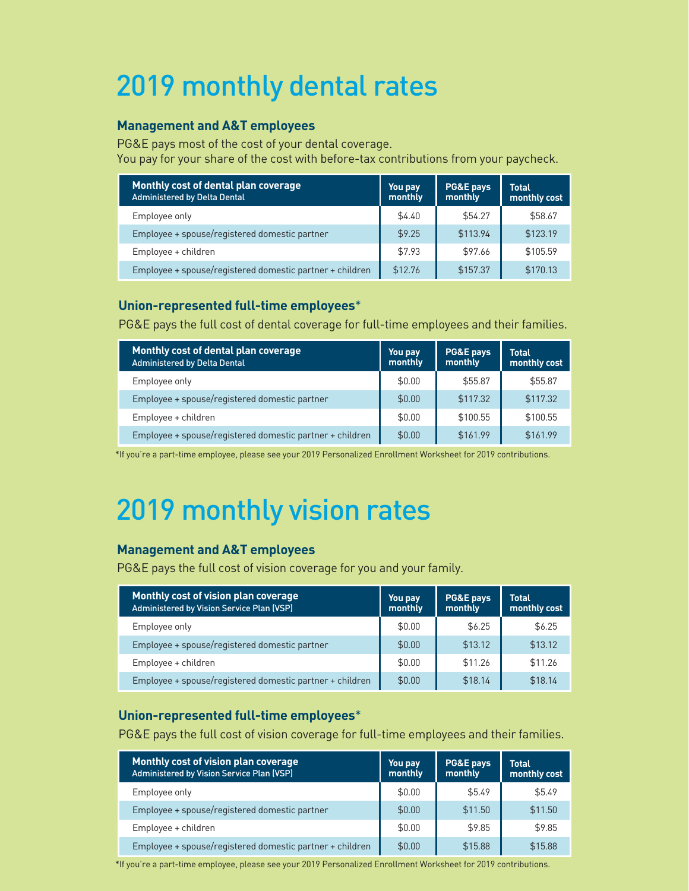# 2019 monthly dental rates

### Management and A&T employees

PG&E pays most of the cost of your dental coverage.
You pay for your share of the cost with before-tax contributions from your paycheck.

| **Monthly cost of dental plan coverage** Administered by Delta Dental | **You pay monthly** | **PG&E pays monthly** | **Total monthly cost** |
|---|---|---|---|
| Employee only | $4.40 | $54.27 | $58.67 |
| Employee + spouse/registered domestic partner | $9.25 | $113.94 | $123.19 |
| Employee + children | $7.93 | $97.66 | $105.59 |
| Employee + spouse/registered domestic partner + children | $12.76 | $157.37 | $170.13 |

### Union-represented full-time employees*

PG&E pays the full cost of dental coverage for full-time employees and their families.

| **Monthly cost of dental plan coverage** Administered by Delta Dental | **You pay monthly** | **PG&E pays monthly** | **Total monthly cost** |
|---|---|---|---|
| Employee only | $0.00 | $55.87 | $55.87 |
| Employee + spouse/registered domestic partner | $0.00 | $117.32 | $117.32 |
| Employee + children | $0.00 | $100.55 | $100.55 |
| Employee + spouse/registered domestic partner + children | $0.00 | $161.99 | $161.99 |

*If you're a part-time employee, please see your 2019 Personalized Enrollment Worksheet for 2019 contributions.

# 2019 monthly vision rates

### Management and A&T employees

PG&E pays the full cost of vision coverage for you and your family.

| **Monthly cost of vision plan coverage** Administered by Vision Service Plan (VSP) | **You pay monthly** | **PG&E pays monthly** | **Total monthly cost** |
|---|---|---|---|
| Employee only | $0.00 | $6.25 | $6.25 |
| Employee + spouse/registered domestic partner | $0.00 | $13.12 | $13.12 |
| Employee + children | $0.00 | $11.26 | $11.26 |
| Employee + spouse/registered domestic partner + children | $0.00 | $18.14 | $18.14 |

### Union-represented full-time employees*

PG&E pays the full cost of vision coverage for full-time employees and their families.

| **Monthly cost of vision plan coverage** Administered by Vision Service Plan (VSP) | **You pay monthly** | **PG&E pays monthly** | **Total monthly cost** |
|---|---|---|---|
| Employee only | $0.00 | $5.49 | $5.49 |
| Employee + spouse/registered domestic partner | $0.00 | $11.50 | $11.50 |
| Employee + children | $0.00 | $9.85 | $9.85 |
| Employee + spouse/registered domestic partner + children | $0.00 | $15.88 | $15.88 |

*If you're a part-time employee, please see your 2019 Personalized Enrollment Worksheet for 2019 contributions.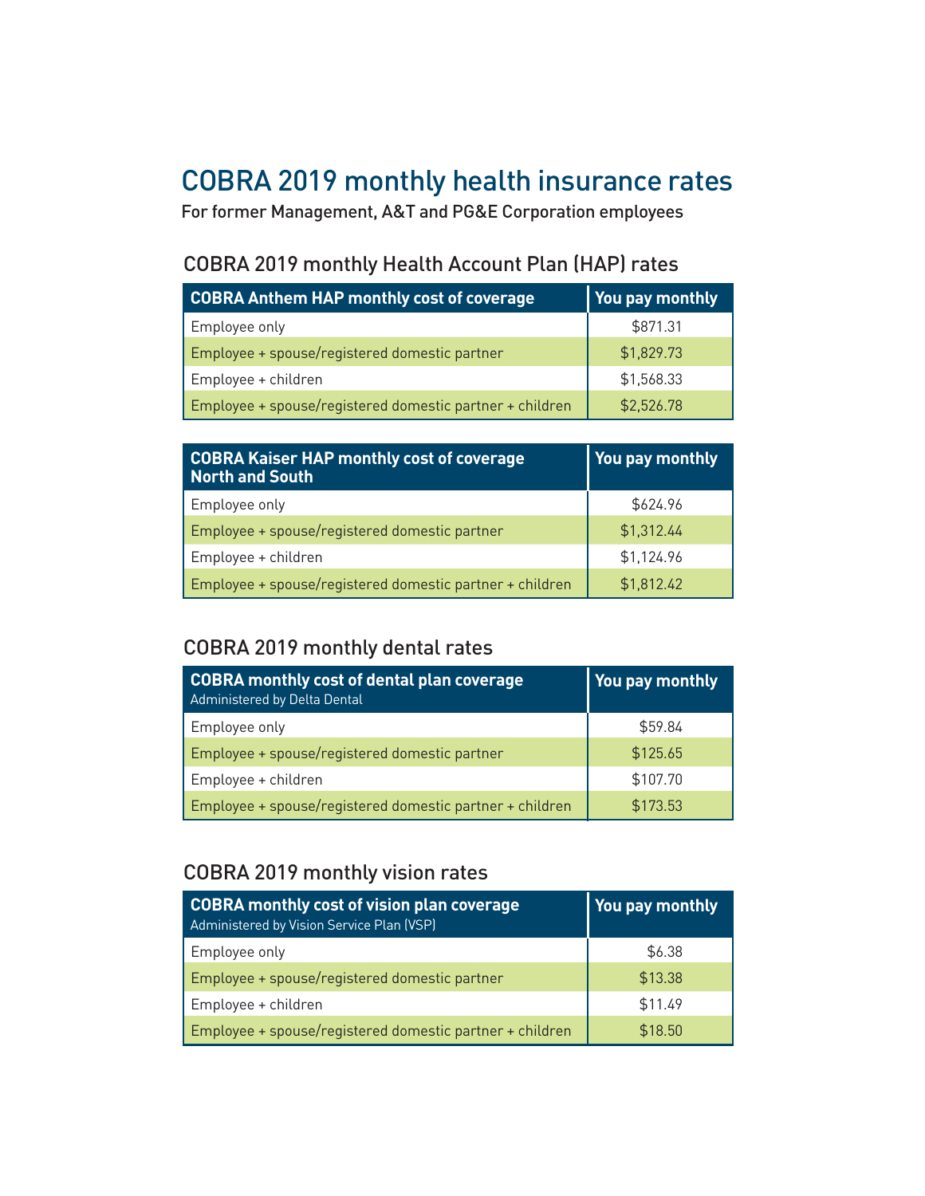# COBRA 2019 monthly health insurance rates

For former Management, A&T and PG&E Corporation employees

## COBRA 2019 monthly Health Account Plan (HAP) rates

| COBRA Anthem HAP monthly cost of coverage | You pay monthly |
|---|---|
| Employee only | $871.31 |
| Employee + spouse/registered domestic partner | $1,829.73 |
| Employee + children | $1,568.33 |
| Employee + spouse/registered domestic partner + children | $2,526.78 |

| COBRA Kaiser HAP monthly cost of coverage North and South | You pay monthly |
|---|---|
| Employee only | $624.96 |
| Employee + spouse/registered domestic partner | $1,312.44 |
| Employee + children | $1,124.96 |
| Employee + spouse/registered domestic partner + children | $1,812.42 |

## COBRA 2019 monthly dental rates

| COBRA monthly cost of dental plan coverage Administered by Delta Dental | You pay monthly |
|---|---|
| Employee only | $59.84 |
| Employee + spouse/registered domestic partner | $125.65 |
| Employee + children | $107.70 |
| Employee + spouse/registered domestic partner + children | $173.53 |

## COBRA 2019 monthly vision rates

| COBRA monthly cost of vision plan coverage Administered by Vision Service Plan (VSP) | You pay monthly |
|---|---|
| Employee only | $6.38 |
| Employee + spouse/registered domestic partner | $13.38 |
| Employee + children | $11.49 |
| Employee + spouse/registered domestic partner + children | $18.50 |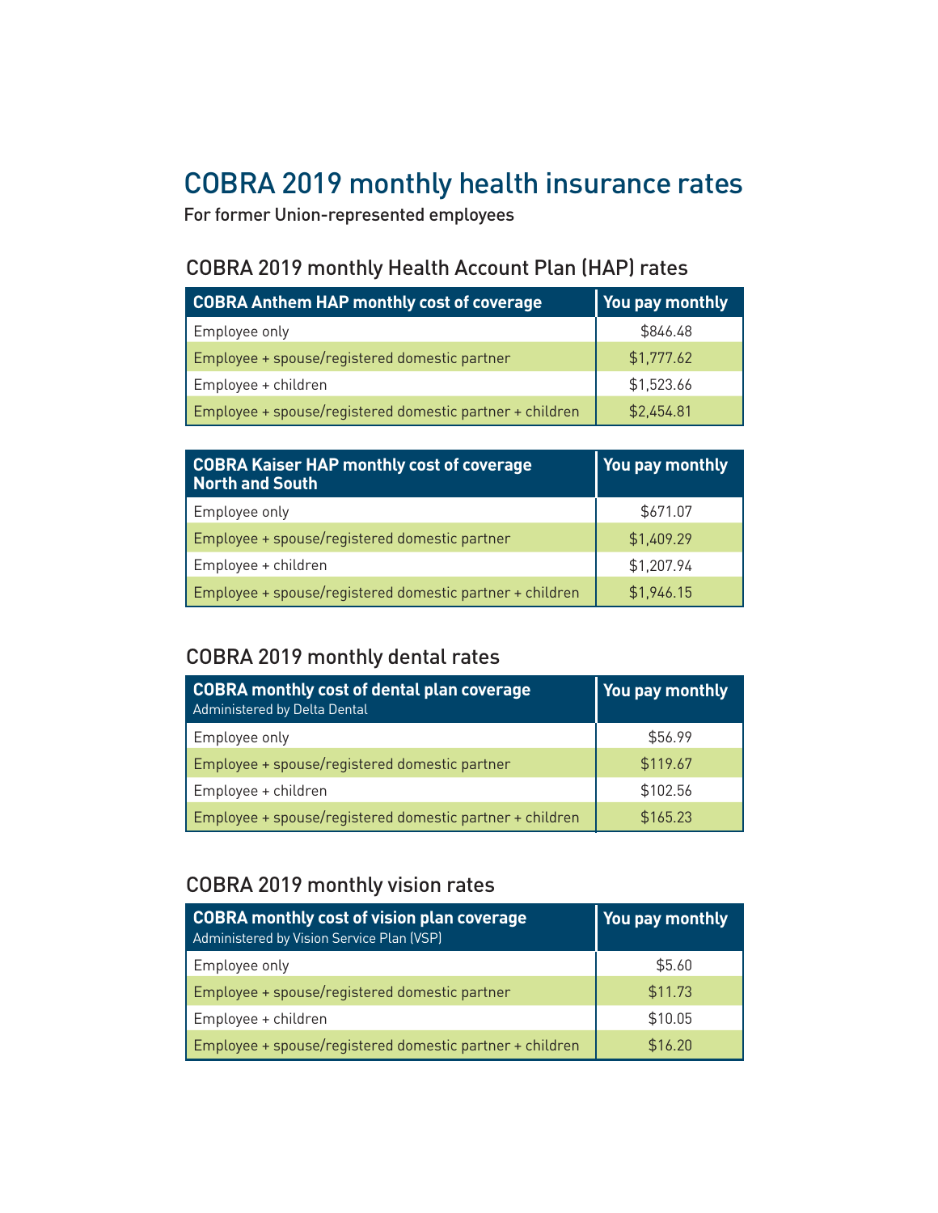# COBRA 2019 monthly health insurance rates

For former Union-represented employees

## COBRA 2019 monthly Health Account Plan (HAP) rates

| COBRA Anthem HAP monthly cost of coverage | You pay monthly |
|---|---|
| Employee only | $846.48 |
| Employee + spouse/registered domestic partner | $1,777.62 |
| Employee + children | $1,523.66 |
| Employee + spouse/registered domestic partner + children | $2,454.81 |

| COBRA Kaiser HAP monthly cost of coverage North and South | You pay monthly |
|---|---|
| Employee only | $671.07 |
| Employee + spouse/registered domestic partner | $1,409.29 |
| Employee + children | $1,207.94 |
| Employee + spouse/registered domestic partner + children | $1,946.15 |

## COBRA 2019 monthly dental rates

| COBRA monthly cost of dental plan coverage Administered by Delta Dental | You pay monthly |
|---|---|
| Employee only | $56.99 |
| Employee + spouse/registered domestic partner | $119.67 |
| Employee + children | $102.56 |
| Employee + spouse/registered domestic partner + children | $165.23 |

## COBRA 2019 monthly vision rates

| COBRA monthly cost of vision plan coverage Administered by Vision Service Plan (VSP) | You pay monthly |
|---|---|
| Employee only | $5.60 |
| Employee + spouse/registered domestic partner | $11.73 |
| Employee + children | $10.05 |
| Employee + spouse/registered domestic partner + children | $16.20 |